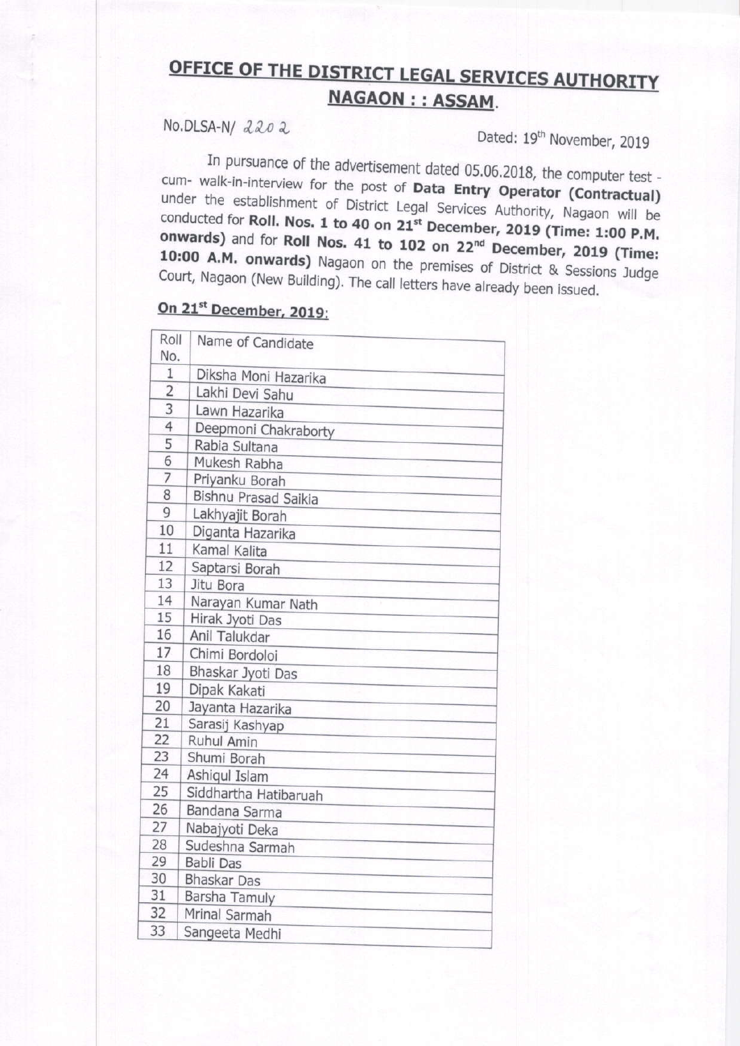# OFFICE OF THE DISTRICT LEGAL SERVICES AUTHORITY NAGAON : : ASSAM.

No.DLSA-N/ 2202

Dated: 19th November, 2019

In pursuance of the advertisement dated 05.06.2018, the computer test -cum- walk-in-interview for the post of **Data Entry Operator (Contractual)** under the establishment of District Legal Services Authority, Nagaon will be conducted for **Roll. Nos. 1 to 40 on 21st December, 2019 (Time: 1:00 P.M. onwards)** and for **Roll Nos. 41 to 102 on 22nd December, 2019 (Time: 10:00 A.M. onwards)** Nagaon on the premises of District & Sessions Judge Court, Nagaon (New Building). The call letters have already been issued.

## On 21st December, 2019:

| Roll No. | Name of Candidate |
|---|---|
| 1 | Diksha Moni Hazarika |
| 2 | Lakhi Devi Sahu |
| 3 | Lawn Hazarika |
| 4 | Deepmoni Chakraborty |
| 5 | Rabia Sultana |
| 6 | Mukesh Rabha |
| 7 | Priyanku Borah |
| 8 | Bishnu Prasad Saikia |
| 9 | Lakhyajit Borah |
| 10 | Diganta Hazarika |
| 11 | Kamal Kalita |
| 12 | Saptarsi Borah |
| 13 | Jitu Bora |
| 14 | Narayan Kumar Nath |
| 15 | Hirak Jyoti Das |
| 16 | Anil Talukdar |
| 17 | Chimi Bordoloi |
| 18 | Bhaskar Jyoti Das |
| 19 | Dipak Kakati |
| 20 | Jayanta Hazarika |
| 21 | Sarasij Kashyap |
| 22 | Ruhul Amin |
| 23 | Shumi Borah |
| 24 | Ashiqul Islam |
| 25 | Siddhartha Hatibaruah |
| 26 | Bandana Sarma |
| 27 | Nabajyoti Deka |
| 28 | Sudeshna Sarmah |
| 29 | Babli Das |
| 30 | Bhaskar Das |
| 31 | Barsha Tamuly |
| 32 | Mrinal Sarmah |
| 33 | Sangeeta Medhi |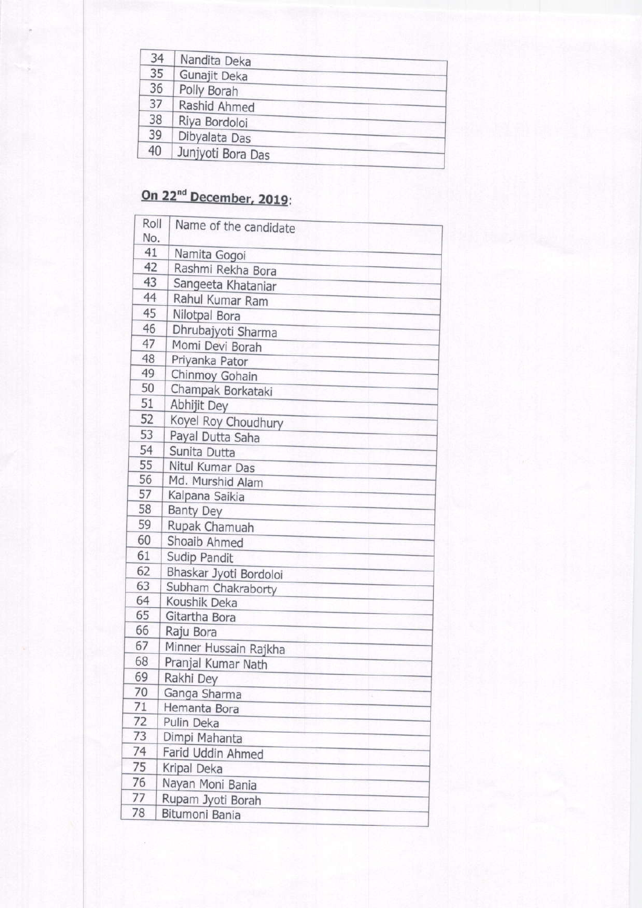| 34 | Nandita Deka |
|---|---|
| 35 | Gunajit Deka |
| 36 | Polly Borah |
| 37 | Rashid Ahmed |
| 38 | Riya Bordoloi |
| 39 | Dibyalata Das |
| 40 | Junjyoti Bora Das |

**On 22nd December, 2019**:

| Roll No. | Name of the candidate |
|---|---|
| 41 | Namita Gogoi |
| 42 | Rashmi Rekha Bora |
| 43 | Sangeeta Khataniar |
| 44 | Rahul Kumar Ram |
| 45 | Nilotpal Bora |
| 46 | Dhrubajyoti Sharma |
| 47 | Momi Devi Borah |
| 48 | Priyanka Pator |
| 49 | Chinmoy Gohain |
| 50 | Champak Borkataki |
| 51 | Abhijit Dey |
| 52 | Koyel Roy Choudhury |
| 53 | Payal Dutta Saha |
| 54 | Sunita Dutta |
| 55 | Nitul Kumar Das |
| 56 | Md. Murshid Alam |
| 57 | Kalpana Saikia |
| 58 | Banty Dey |
| 59 | Rupak Chamuah |
| 60 | Shoaib Ahmed |
| 61 | Sudip Pandit |
| 62 | Bhaskar Jyoti Bordoloi |
| 63 | Subham Chakraborty |
| 64 | Koushik Deka |
| 65 | Gitartha Bora |
| 66 | Raju Bora |
| 67 | Minner Hussain Rajkha |
| 68 | Pranjal Kumar Nath |
| 69 | Rakhi Dey |
| 70 | Ganga Sharma |
| 71 | Hemanta Bora |
| 72 | Pulin Deka |
| 73 | Dimpi Mahanta |
| 74 | Farid Uddin Ahmed |
| 75 | Kripal Deka |
| 76 | Nayan Moni Bania |
| 77 | Rupam Jyoti Borah |
| 78 | Bitumoni Bania |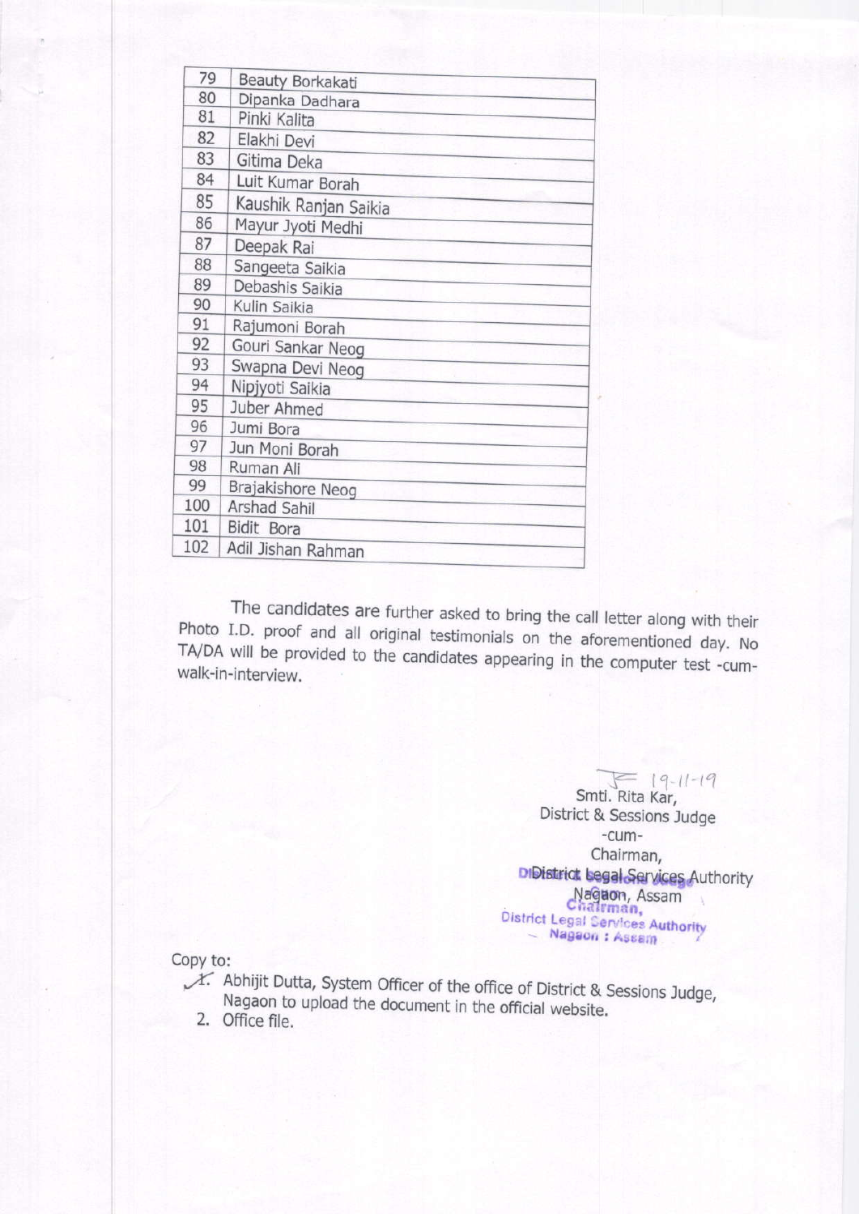| | |
|---|---|
| 79 | Beauty Borkakati |
| 80 | Dipanka Dadhara |
| 81 | Pinki Kalita |
| 82 | Elakhi Devi |
| 83 | Gitima Deka |
| 84 | Luit Kumar Borah |
| 85 | Kaushik Ranjan Saikia |
| 86 | Mayur Jyoti Medhi |
| 87 | Deepak Rai |
| 88 | Sangeeta Saikia |
| 89 | Debashis Saikia |
| 90 | Kulin Saikia |
| 91 | Rajumoni Borah |
| 92 | Gouri Sankar Neog |
| 93 | Swapna Devi Neog |
| 94 | Nipjyoti Saikia |
| 95 | Juber Ahmed |
| 96 | Jumi Bora |
| 97 | Jun Moni Borah |
| 98 | Ruman Ali |
| 99 | Brajakishore Neog |
| 100 | Arshad Sahil |
| 101 | Bidit Bora |
| 102 | Adil Jishan Rahman |

The candidates are further asked to bring the call letter along with their Photo I.D. proof and all original testimonials on the aforementioned day. No TA/DA will be provided to the candidates appearing in the computer test -cum-walk-in-interview.

19-11-19

Smti. Rita Kar,
District & Sessions Judge
-cum-
Chairman,
District Legal Services Authority
Nagaon, Assam

Chairman,
District Legal Services Authority
Nagaon : Assam

Copy to:

1. Abhijit Dutta, System Officer of the office of District & Sessions Judge, Nagaon to upload the document in the official website.
2. Office file.